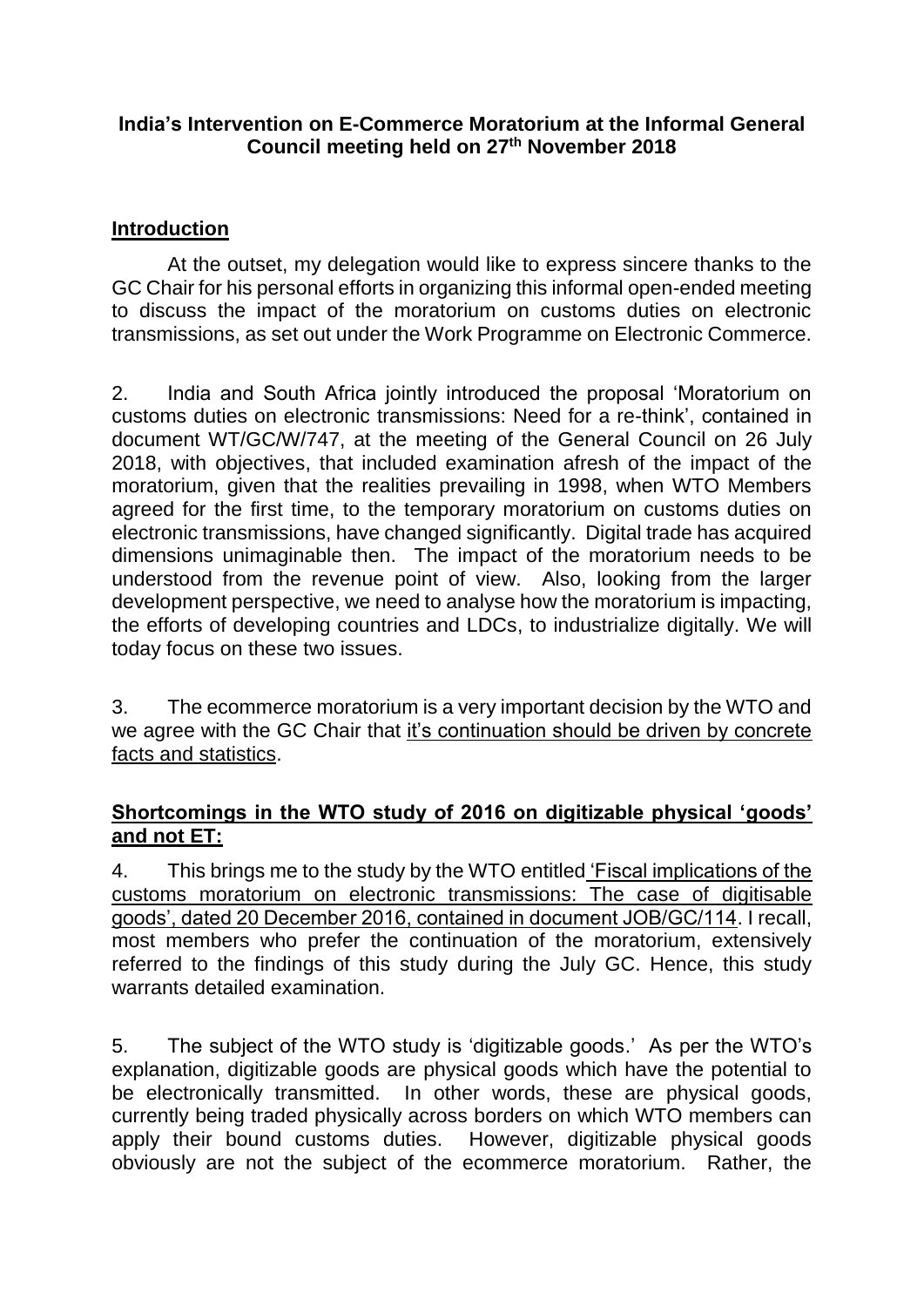**India's Intervention on E-Commerce Moratorium at the Informal General Council meeting held on 27th November 2018**

## Introduction

At the outset, my delegation would like to express sincere thanks to the GC Chair for his personal efforts in organizing this informal open-ended meeting to discuss the impact of the moratorium on customs duties on electronic transmissions, as set out under the Work Programme on Electronic Commerce.

2. India and South Africa jointly introduced the proposal 'Moratorium on customs duties on electronic transmissions: Need for a re-think', contained in document WT/GC/W/747, at the meeting of the General Council on 26 July 2018, with objectives, that included examination afresh of the impact of the moratorium, given that the realities prevailing in 1998, when WTO Members agreed for the first time, to the temporary moratorium on customs duties on electronic transmissions, have changed significantly. Digital trade has acquired dimensions unimaginable then. The impact of the moratorium needs to be understood from the revenue point of view. Also, looking from the larger development perspective, we need to analyse how the moratorium is impacting, the efforts of developing countries and LDCs, to industrialize digitally. We will today focus on these two issues.

3. The ecommerce moratorium is a very important decision by the WTO and we agree with the GC Chair that it's continuation should be driven by concrete facts and statistics.

## Shortcomings in the WTO study of 2016 on digitizable physical 'goods' and not ET:

4. This brings me to the study by the WTO entitled 'Fiscal implications of the customs moratorium on electronic transmissions: The case of digitisable goods', dated 20 December 2016, contained in document JOB/GC/114. I recall, most members who prefer the continuation of the moratorium, extensively referred to the findings of this study during the July GC. Hence, this study warrants detailed examination.

5. The subject of the WTO study is 'digitizable goods.' As per the WTO's explanation, digitizable goods are physical goods which have the potential to be electronically transmitted. In other words, these are physical goods, currently being traded physically across borders on which WTO members can apply their bound customs duties. However, digitizable physical goods obviously are not the subject of the ecommerce moratorium. Rather, the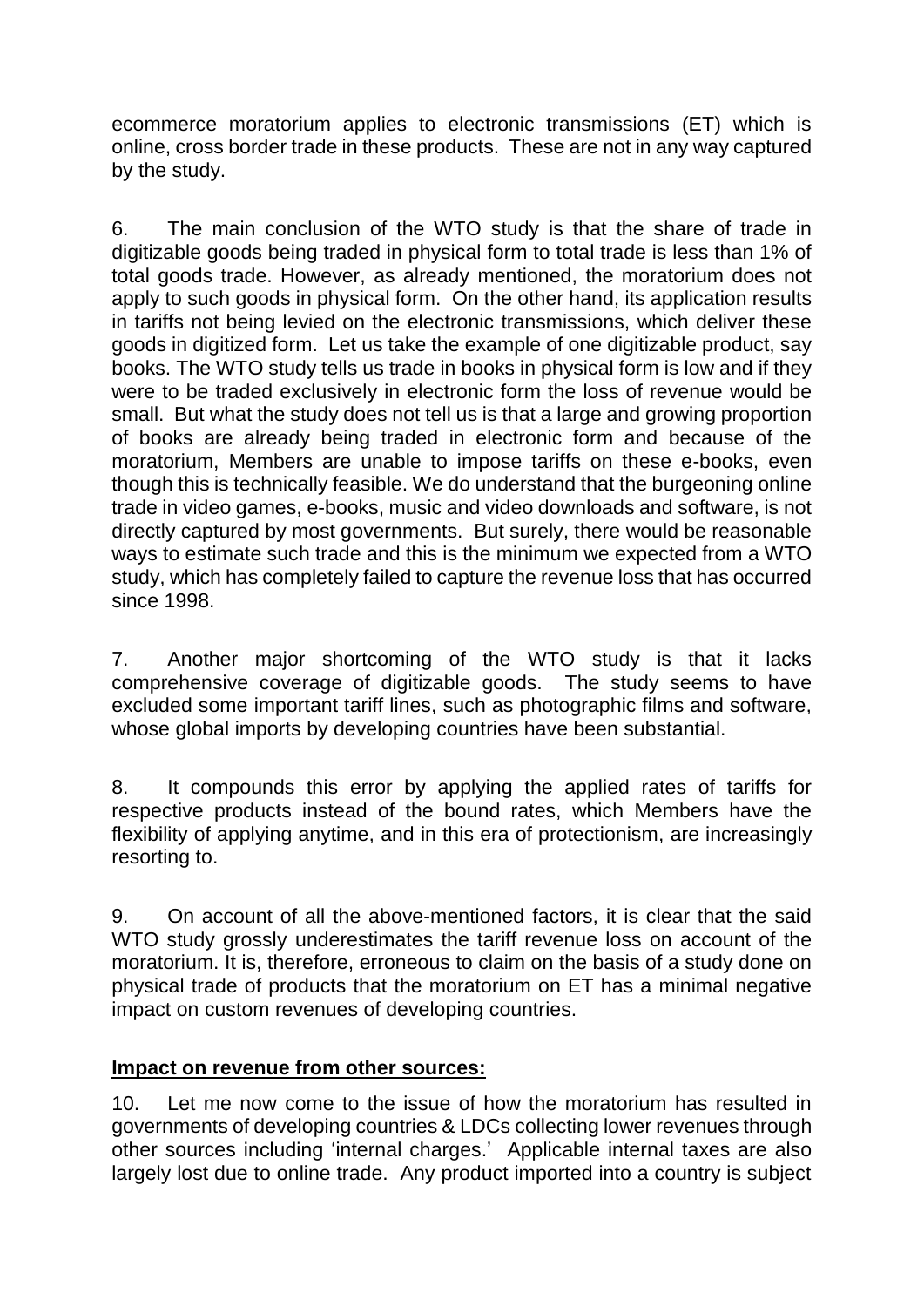ecommerce moratorium applies to electronic transmissions (ET) which is online, cross border trade in these products. These are not in any way captured by the study.

6. The main conclusion of the WTO study is that the share of trade in digitizable goods being traded in physical form to total trade is less than 1% of total goods trade. However, as already mentioned, the moratorium does not apply to such goods in physical form. On the other hand, its application results in tariffs not being levied on the electronic transmissions, which deliver these goods in digitized form. Let us take the example of one digitizable product, say books. The WTO study tells us trade in books in physical form is low and if they were to be traded exclusively in electronic form the loss of revenue would be small. But what the study does not tell us is that a large and growing proportion of books are already being traded in electronic form and because of the moratorium, Members are unable to impose tariffs on these e-books, even though this is technically feasible. We do understand that the burgeoning online trade in video games, e-books, music and video downloads and software, is not directly captured by most governments. But surely, there would be reasonable ways to estimate such trade and this is the minimum we expected from a WTO study, which has completely failed to capture the revenue loss that has occurred since 1998.

7. Another major shortcoming of the WTO study is that it lacks comprehensive coverage of digitizable goods. The study seems to have excluded some important tariff lines, such as photographic films and software, whose global imports by developing countries have been substantial.

8. It compounds this error by applying the applied rates of tariffs for respective products instead of the bound rates, which Members have the flexibility of applying anytime, and in this era of protectionism, are increasingly resorting to.

9. On account of all the above-mentioned factors, it is clear that the said WTO study grossly underestimates the tariff revenue loss on account of the moratorium. It is, therefore, erroneous to claim on the basis of a study done on physical trade of products that the moratorium on ET has a minimal negative impact on custom revenues of developing countries.

**<u>Impact on revenue from other sources:</u>**

10. Let me now come to the issue of how the moratorium has resulted in governments of developing countries & LDCs collecting lower revenues through other sources including 'internal charges.' Applicable internal taxes are also largely lost due to online trade. Any product imported into a country is subject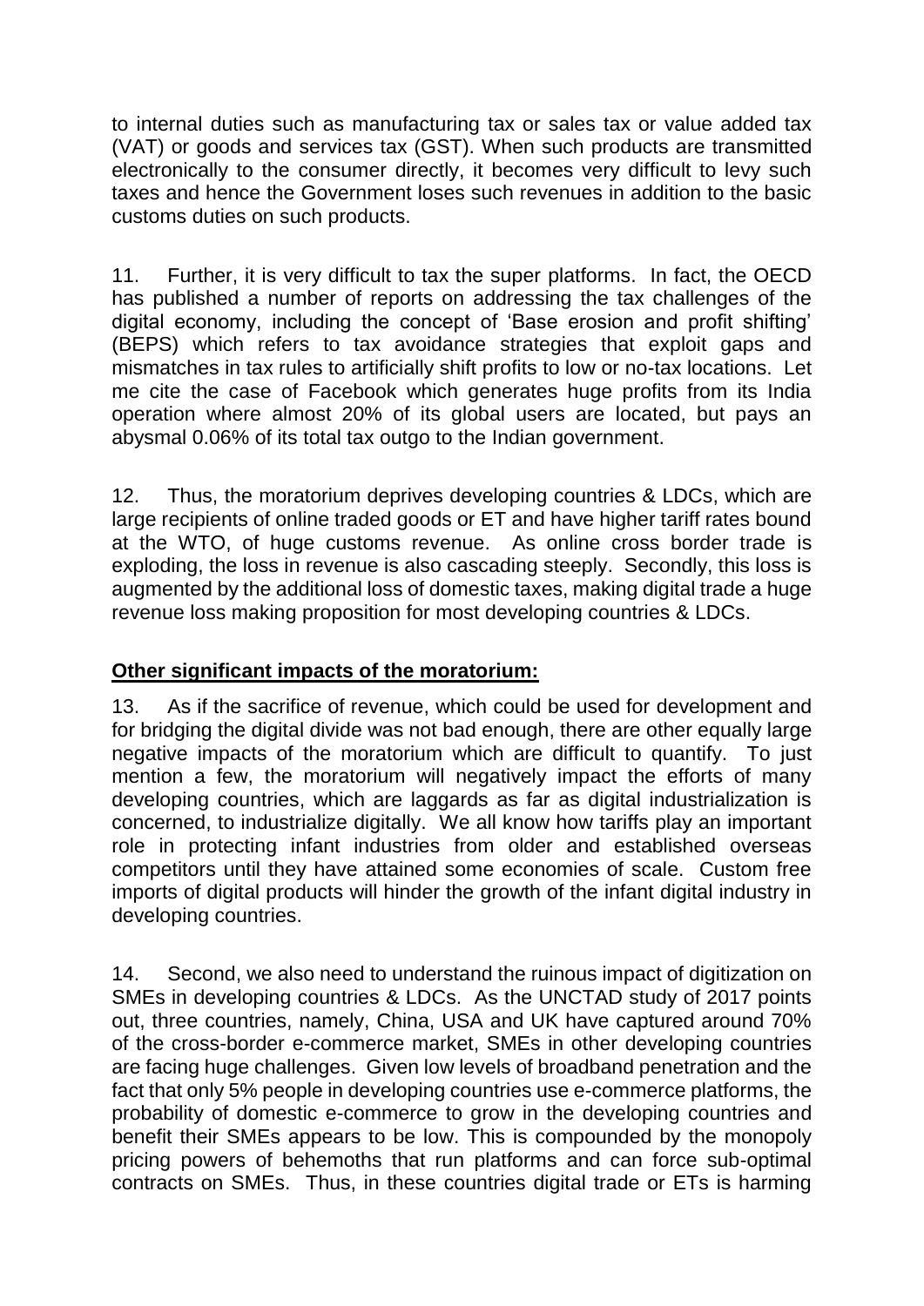to internal duties such as manufacturing tax or sales tax or value added tax (VAT) or goods and services tax (GST). When such products are transmitted electronically to the consumer directly, it becomes very difficult to levy such taxes and hence the Government loses such revenues in addition to the basic customs duties on such products.

11. Further, it is very difficult to tax the super platforms. In fact, the OECD has published a number of reports on addressing the tax challenges of the digital economy, including the concept of 'Base erosion and profit shifting' (BEPS) which refers to tax avoidance strategies that exploit gaps and mismatches in tax rules to artificially shift profits to low or no-tax locations. Let me cite the case of Facebook which generates huge profits from its India operation where almost 20% of its global users are located, but pays an abysmal 0.06% of its total tax outgo to the Indian government.

12. Thus, the moratorium deprives developing countries & LDCs, which are large recipients of online traded goods or ET and have higher tariff rates bound at the WTO, of huge customs revenue. As online cross border trade is exploding, the loss in revenue is also cascading steeply. Secondly, this loss is augmented by the additional loss of domestic taxes, making digital trade a huge revenue loss making proposition for most developing countries & LDCs.

**Other significant impacts of the moratorium:**

13. As if the sacrifice of revenue, which could be used for development and for bridging the digital divide was not bad enough, there are other equally large negative impacts of the moratorium which are difficult to quantify. To just mention a few, the moratorium will negatively impact the efforts of many developing countries, which are laggards as far as digital industrialization is concerned, to industrialize digitally. We all know how tariffs play an important role in protecting infant industries from older and established overseas competitors until they have attained some economies of scale. Custom free imports of digital products will hinder the growth of the infant digital industry in developing countries.

14. Second, we also need to understand the ruinous impact of digitization on SMEs in developing countries & LDCs. As the UNCTAD study of 2017 points out, three countries, namely, China, USA and UK have captured around 70% of the cross-border e-commerce market, SMEs in other developing countries are facing huge challenges. Given low levels of broadband penetration and the fact that only 5% people in developing countries use e-commerce platforms, the probability of domestic e-commerce to grow in the developing countries and benefit their SMEs appears to be low. This is compounded by the monopoly pricing powers of behemoths that run platforms and can force sub-optimal contracts on SMEs. Thus, in these countries digital trade or ETs is harming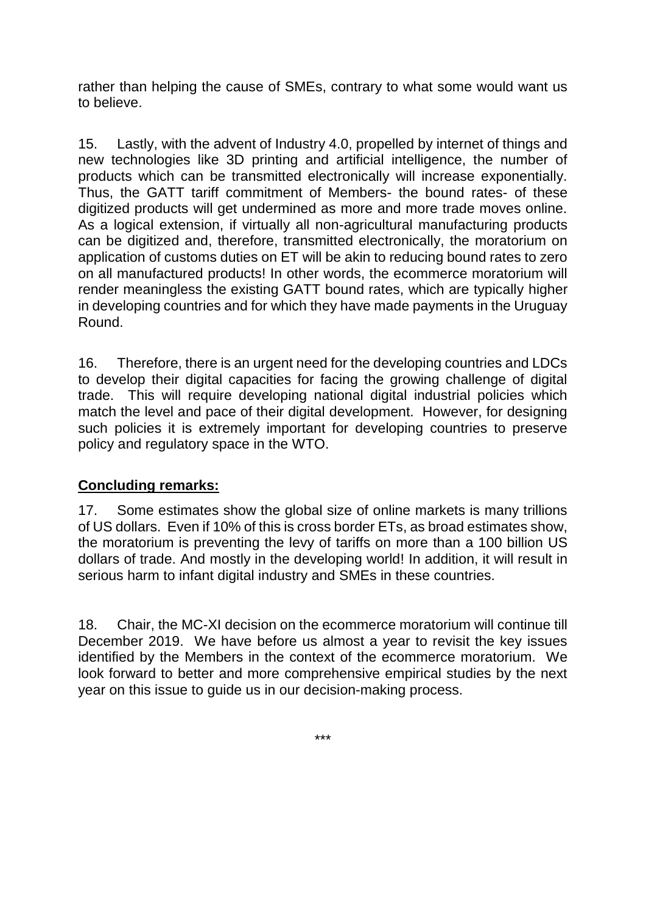rather than helping the cause of SMEs, contrary to what some would want us to believe.

15. Lastly, with the advent of Industry 4.0, propelled by internet of things and new technologies like 3D printing and artificial intelligence, the number of products which can be transmitted electronically will increase exponentially. Thus, the GATT tariff commitment of Members- the bound rates- of these digitized products will get undermined as more and more trade moves online. As a logical extension, if virtually all non-agricultural manufacturing products can be digitized and, therefore, transmitted electronically, the moratorium on application of customs duties on ET will be akin to reducing bound rates to zero on all manufactured products! In other words, the ecommerce moratorium will render meaningless the existing GATT bound rates, which are typically higher in developing countries and for which they have made payments in the Uruguay Round.

16. Therefore, there is an urgent need for the developing countries and LDCs to develop their digital capacities for facing the growing challenge of digital trade. This will require developing national digital industrial policies which match the level and pace of their digital development. However, for designing such policies it is extremely important for developing countries to preserve policy and regulatory space in the WTO.

**Concluding remarks:**

17. Some estimates show the global size of online markets is many trillions of US dollars. Even if 10% of this is cross border ETs, as broad estimates show, the moratorium is preventing the levy of tariffs on more than a 100 billion US dollars of trade. And mostly in the developing world! In addition, it will result in serious harm to infant digital industry and SMEs in these countries.

18. Chair, the MC-XI decision on the ecommerce moratorium will continue till December 2019. We have before us almost a year to revisit the key issues identified by the Members in the context of the ecommerce moratorium. We look forward to better and more comprehensive empirical studies by the next year on this issue to guide us in our decision-making process.

***